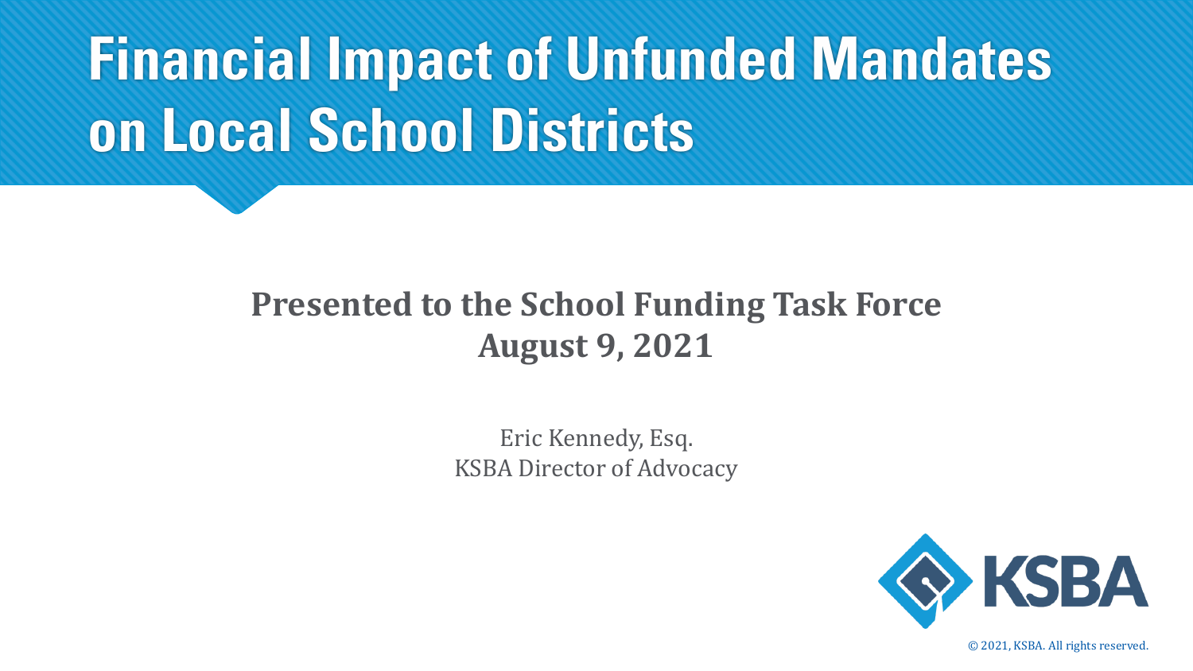# Financial Impact of Unfunded Mandates on Local School Districts

**Presented to the School Funding Task Force**
**August 9, 2021**

Eric Kennedy, Esq.
KSBA Director of Advocacy

KSBA

© 2021, KSBA. All rights reserved.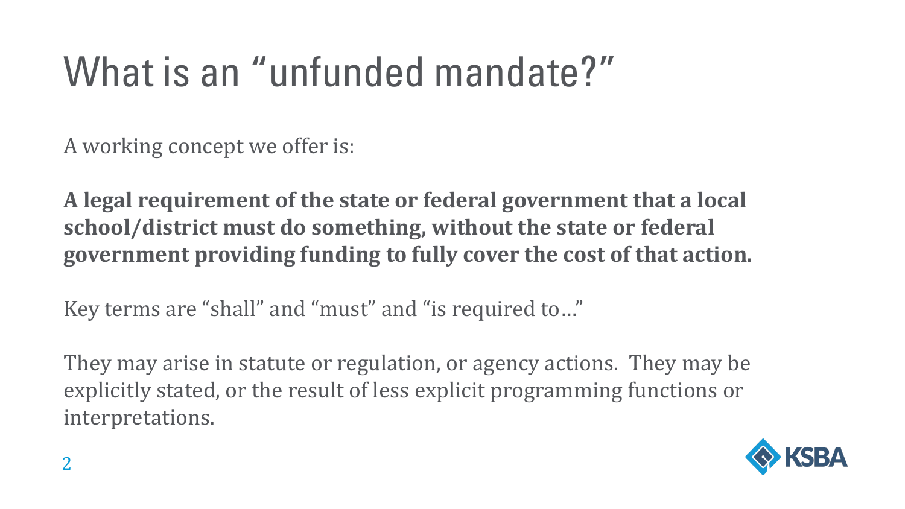# What is an "unfunded mandate?"

A working concept we offer is:

**A legal requirement of the state or federal government that a local school/district must do something, without the state or federal government providing funding to fully cover the cost of that action.**

Key terms are "shall" and "must" and "is required to…"

They may arise in statute or regulation, or agency actions. They may be explicitly stated, or the result of less explicit programming functions or interpretations.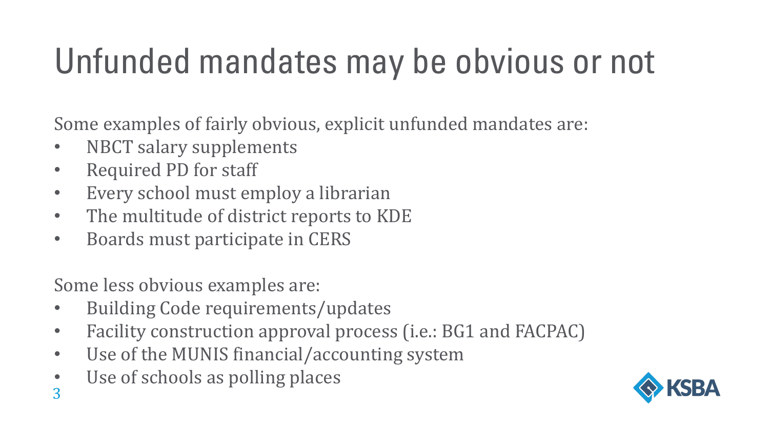# Unfunded mandates may be obvious or not

Some examples of fairly obvious, explicit unfunded mandates are:

- NBCT salary supplements
- Required PD for staff
- Every school must employ a librarian
- The multitude of district reports to KDE
- Boards must participate in CERS

Some less obvious examples are:

- Building Code requirements/updates
- Facility construction approval process (i.e.: BG1 and FACPAC)
- Use of the MUNIS financial/accounting system
- Use of schools as polling places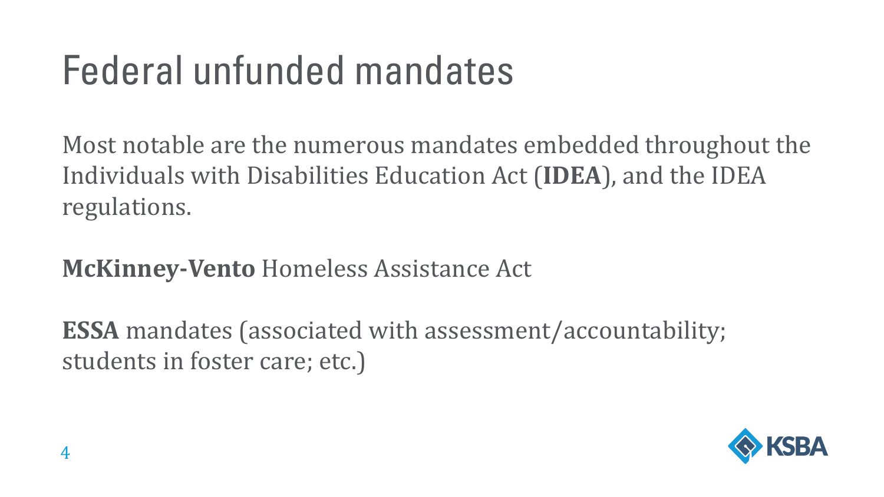# Federal unfunded mandates

Most notable are the numerous mandates embedded throughout the Individuals with Disabilities Education Act (**IDEA**), and the IDEA regulations.

**McKinney-Vento** Homeless Assistance Act

**ESSA** mandates (associated with assessment/accountability; students in foster care; etc.)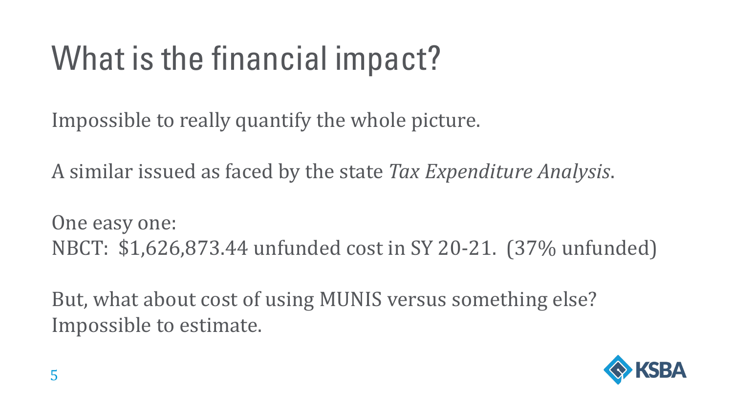# What is the financial impact?

Impossible to really quantify the whole picture.

A similar issued as faced by the state *Tax Expenditure Analysis*.

One easy one:
NBCT:  $1,626,873.44 unfunded cost in SY 20-21.  (37% unfunded)

But, what about cost of using MUNIS versus something else?
Impossible to estimate.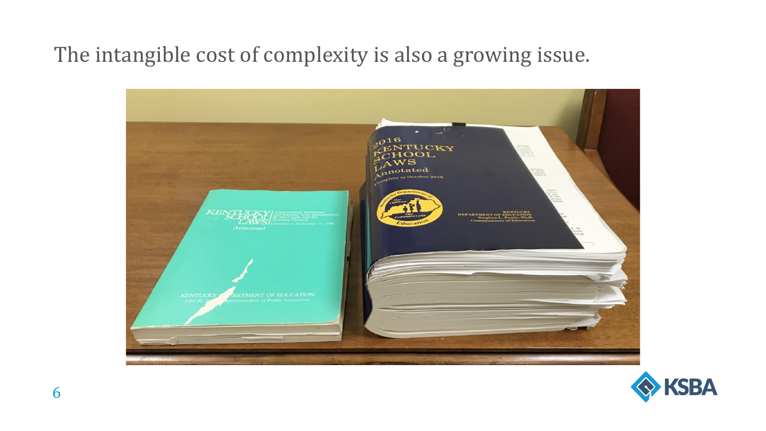# The intangible cost of complexity is also a growing issue.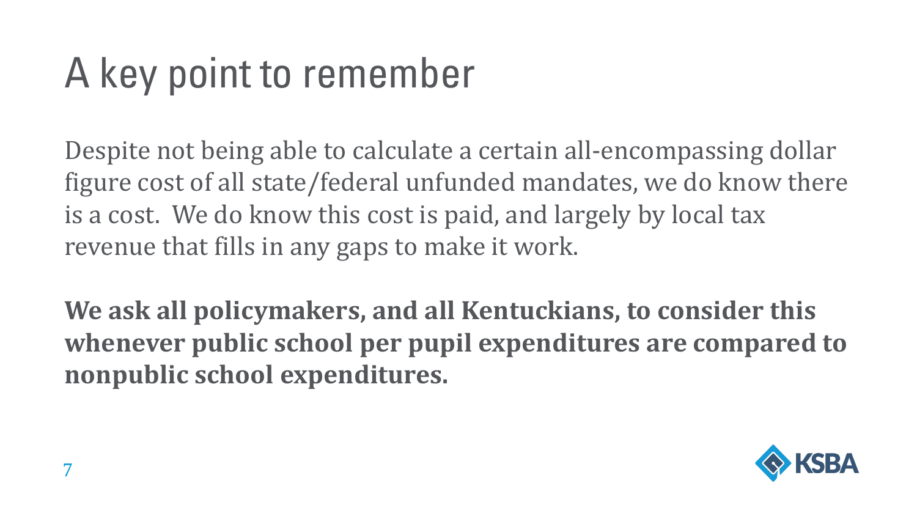# A key point to remember

Despite not being able to calculate a certain all-encompassing dollar figure cost of all state/federal unfunded mandates, we do know there is a cost.  We do know this cost is paid, and largely by local tax revenue that fills in any gaps to make it work.

**We ask all policymakers, and all Kentuckians, to consider this whenever public school per pupil expenditures are compared to nonpublic school expenditures.**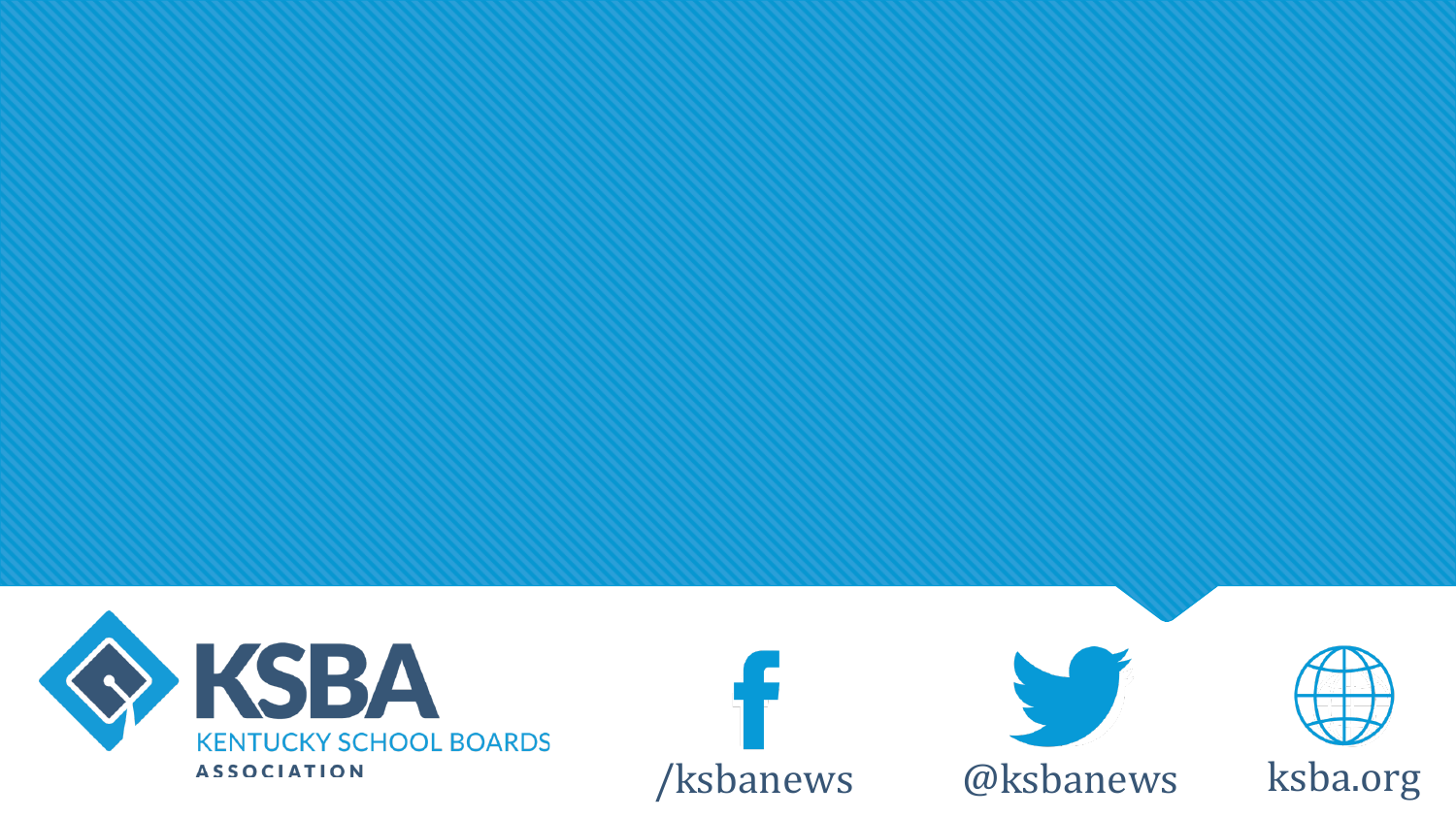KSBA

KENTUCKY SCHOOL BOARDS

ASSOCIATION

/ksbanews

@ksbanews

ksba.org